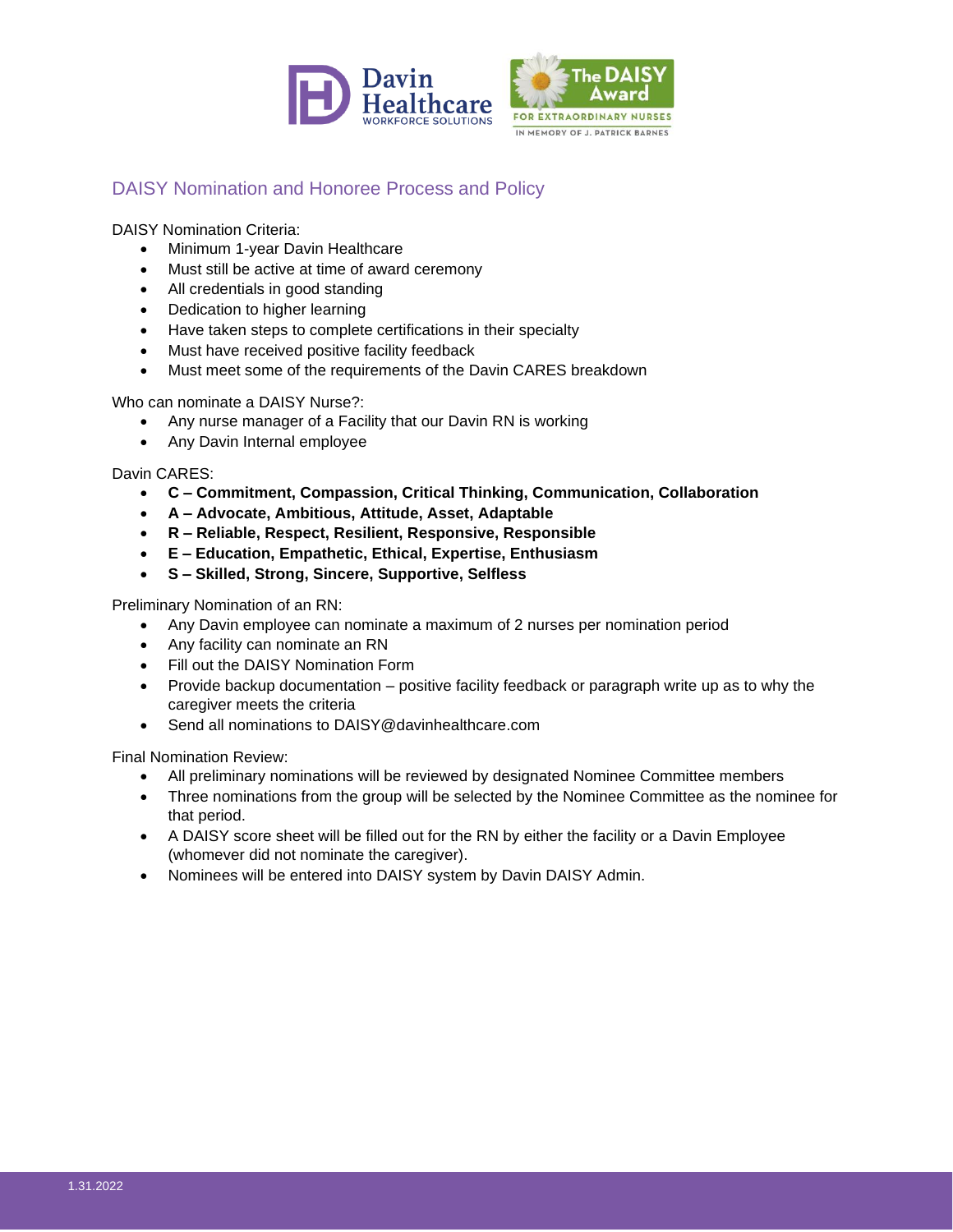# DAISY Nomination and Honoree Process and Policy

DAISY Nomination Criteria:

- Minimum 1-year Davin Healthcare
- Must still be active at time of award ceremony
- All credentials in good standing
- Dedication to higher learning
- Have taken steps to complete certifications in their specialty
- Must have received positive facility feedback
- Must meet some of the requirements of the Davin CARES breakdown

Who can nominate a DAISY Nurse?:

- Any nurse manager of a Facility that our Davin RN is working
- Any Davin Internal employee

Davin CARES:

- **C – Commitment, Compassion, Critical Thinking, Communication, Collaboration**
- **A – Advocate, Ambitious, Attitude, Asset, Adaptable**
- **R – Reliable, Respect, Resilient, Responsive, Responsible**
- **E – Education, Empathetic, Ethical, Expertise, Enthusiasm**
- **S – Skilled, Strong, Sincere, Supportive, Selfless**

Preliminary Nomination of an RN:

- Any Davin employee can nominate a maximum of 2 nurses per nomination period
- Any facility can nominate an RN
- Fill out the DAISY Nomination Form
- Provide backup documentation – positive facility feedback or paragraph write up as to why the caregiver meets the criteria
- Send all nominations to DAISY@davinhealthcare.com

Final Nomination Review:

- All preliminary nominations will be reviewed by designated Nominee Committee members
- Three nominations from the group will be selected by the Nominee Committee as the nominee for that period.
- A DAISY score sheet will be filled out for the RN by either the facility or a Davin Employee (whomever did not nominate the caregiver).
- Nominees will be entered into DAISY system by Davin DAISY Admin.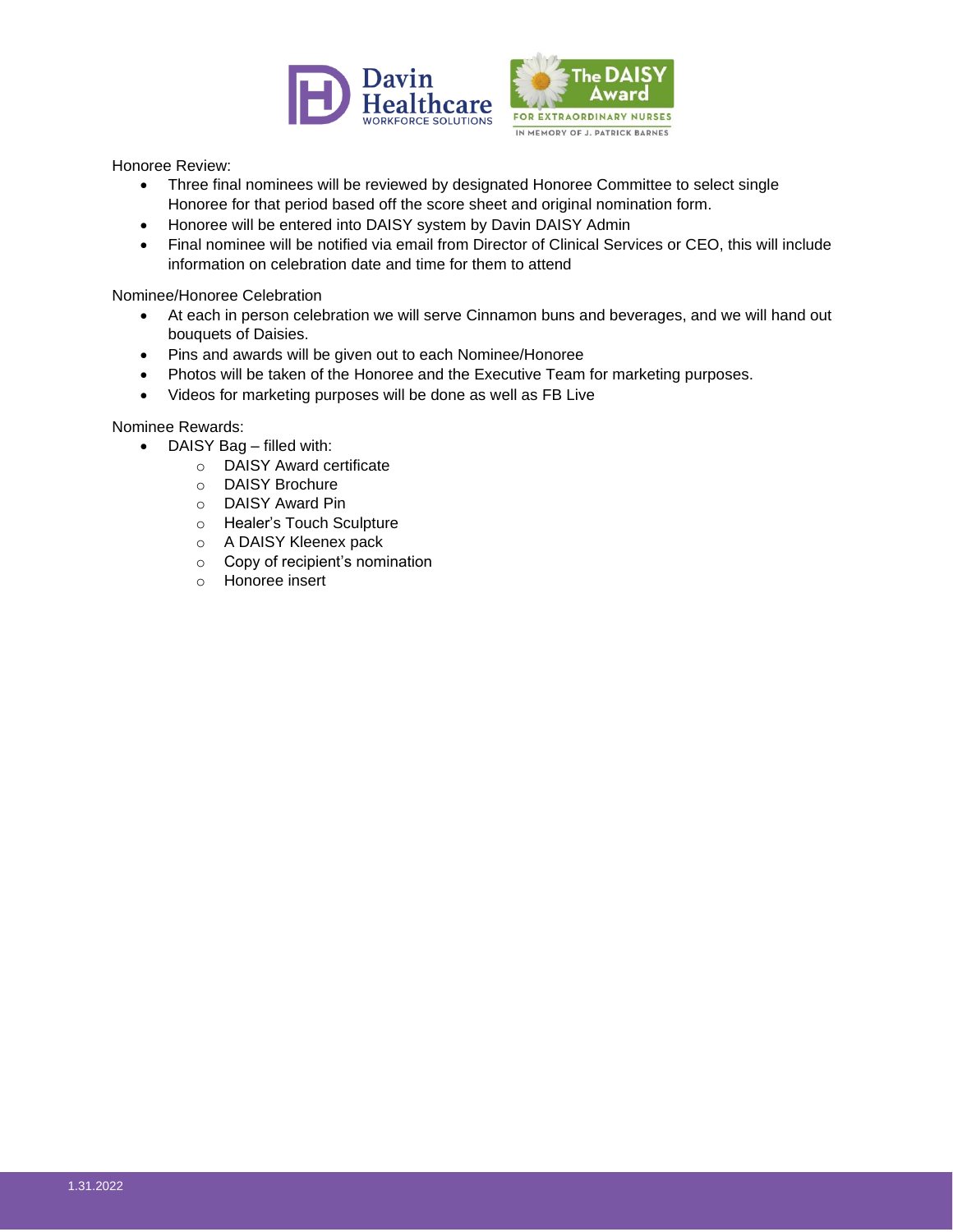Honoree Review:

- Three final nominees will be reviewed by designated Honoree Committee to select single Honoree for that period based off the score sheet and original nomination form.
- Honoree will be entered into DAISY system by Davin DAISY Admin
- Final nominee will be notified via email from Director of Clinical Services or CEO, this will include information on celebration date and time for them to attend

Nominee/Honoree Celebration

- At each in person celebration we will serve Cinnamon buns and beverages, and we will hand out bouquets of Daisies.
- Pins and awards will be given out to each Nominee/Honoree
- Photos will be taken of the Honoree and the Executive Team for marketing purposes.
- Videos for marketing purposes will be done as well as FB Live

Nominee Rewards:

- DAISY Bag – filled with:
  - DAISY Award certificate
  - DAISY Brochure
  - DAISY Award Pin
  - Healer's Touch Sculpture
  - A DAISY Kleenex pack
  - Copy of recipient's nomination
  - Honoree insert